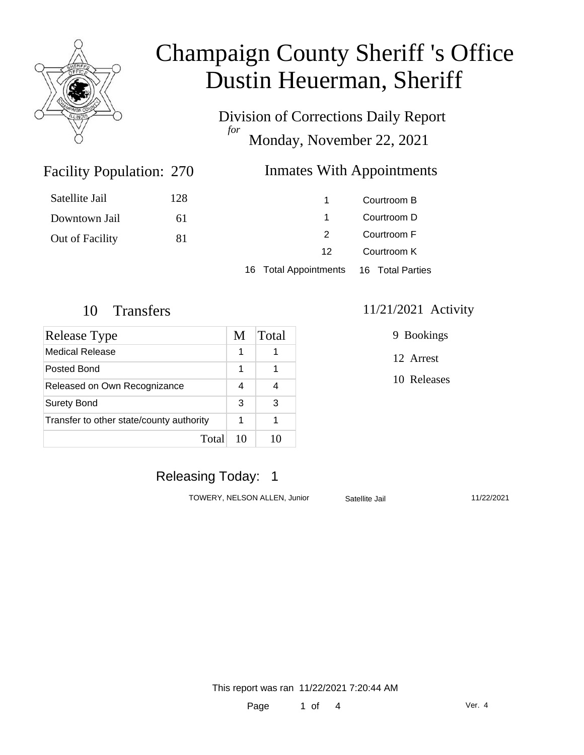# Champaign County Sheriff 's Office
# Dustin Heuerman, Sheriff

Division of Corrections Daily Report
*for*
Monday, November 22, 2021

## Facility Population: 270

| | |
|---|---|
| Satellite Jail | 128 |
| Downtown Jail | 61 |
| Out of Facility | 81 |

## Inmates With Appointments

| | |
|---|---|
| 1 | Courtroom B |
| 1 | Courtroom D |
| 2 | Courtroom F |
| 12 | Courtroom K |
| 16 Total Appointments | 16 Total Parties |

## 10 Transfers

| Release Type | M | Total |
|---|---|---|
| Medical Release | 1 | 1 |
| Posted Bond | 1 | 1 |
| Released on Own Recognizance | 4 | 4 |
| Surety Bond | 3 | 3 |
| Transfer to other state/county authority | 1 | 1 |
| Total | 10 | 10 |

## 11/21/2021 Activity

9 Bookings

12 Arrest

10 Releases

## Releasing Today: 1

| | | |
|---|---|---|
| TOWERY, NELSON ALLEN, Junior | Satellite Jail | 11/22/2021 |

This report was ran 11/22/2021 7:20:44 AM

Ver. 4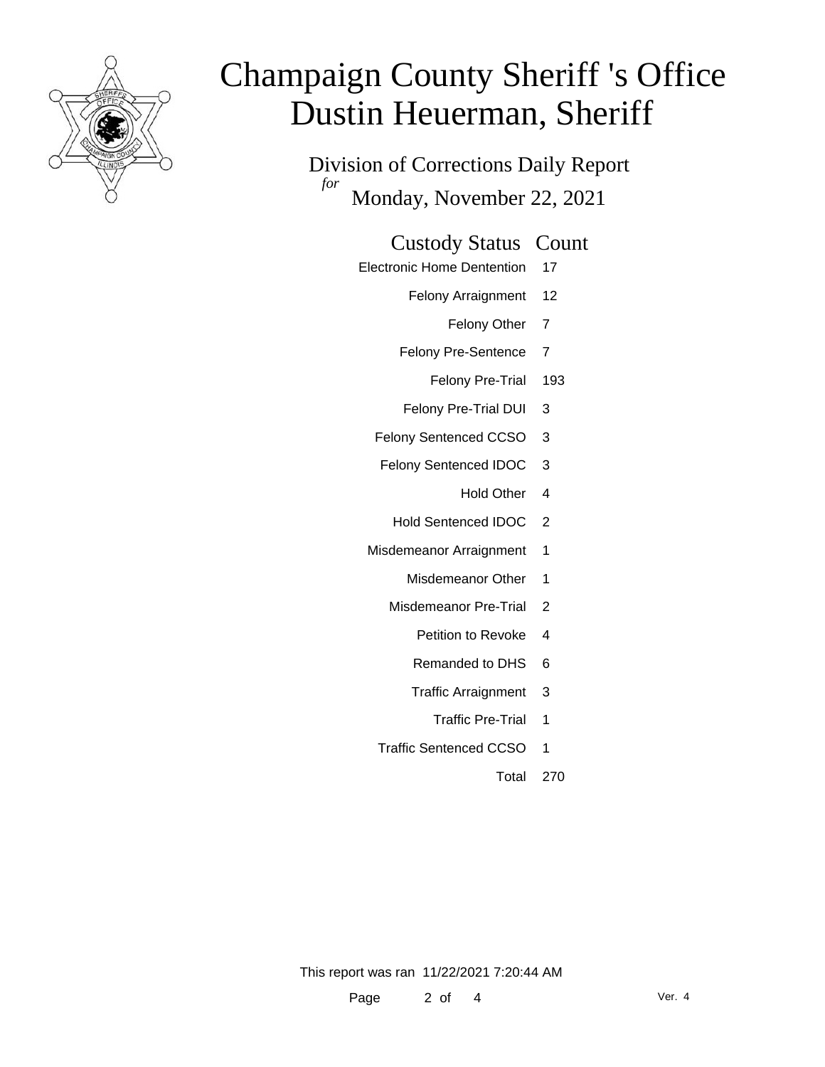# Champaign County Sheriff 's Office
# Dustin Heuerman, Sheriff

## Division of Corrections Daily Report

*for* Monday, November 22, 2021

| Custody Status | Count |
|---|---|
| Electronic Home Dentention | 17 |
| Felony Arraignment | 12 |
| Felony Other | 7 |
| Felony Pre-Sentence | 7 |
| Felony Pre-Trial | 193 |
| Felony Pre-Trial DUI | 3 |
| Felony Sentenced CCSO | 3 |
| Felony Sentenced IDOC | 3 |
| Hold Other | 4 |
| Hold Sentenced IDOC | 2 |
| Misdemeanor Arraignment | 1 |
| Misdemeanor Other | 1 |
| Misdemeanor Pre-Trial | 2 |
| Petition to Revoke | 4 |
| Remanded to DHS | 6 |
| Traffic Arraignment | 3 |
| Traffic Pre-Trial | 1 |
| Traffic Sentenced CCSO | 1 |
| Total | 270 |

This report was ran 11/22/2021 7:20:44 AM

Ver. 4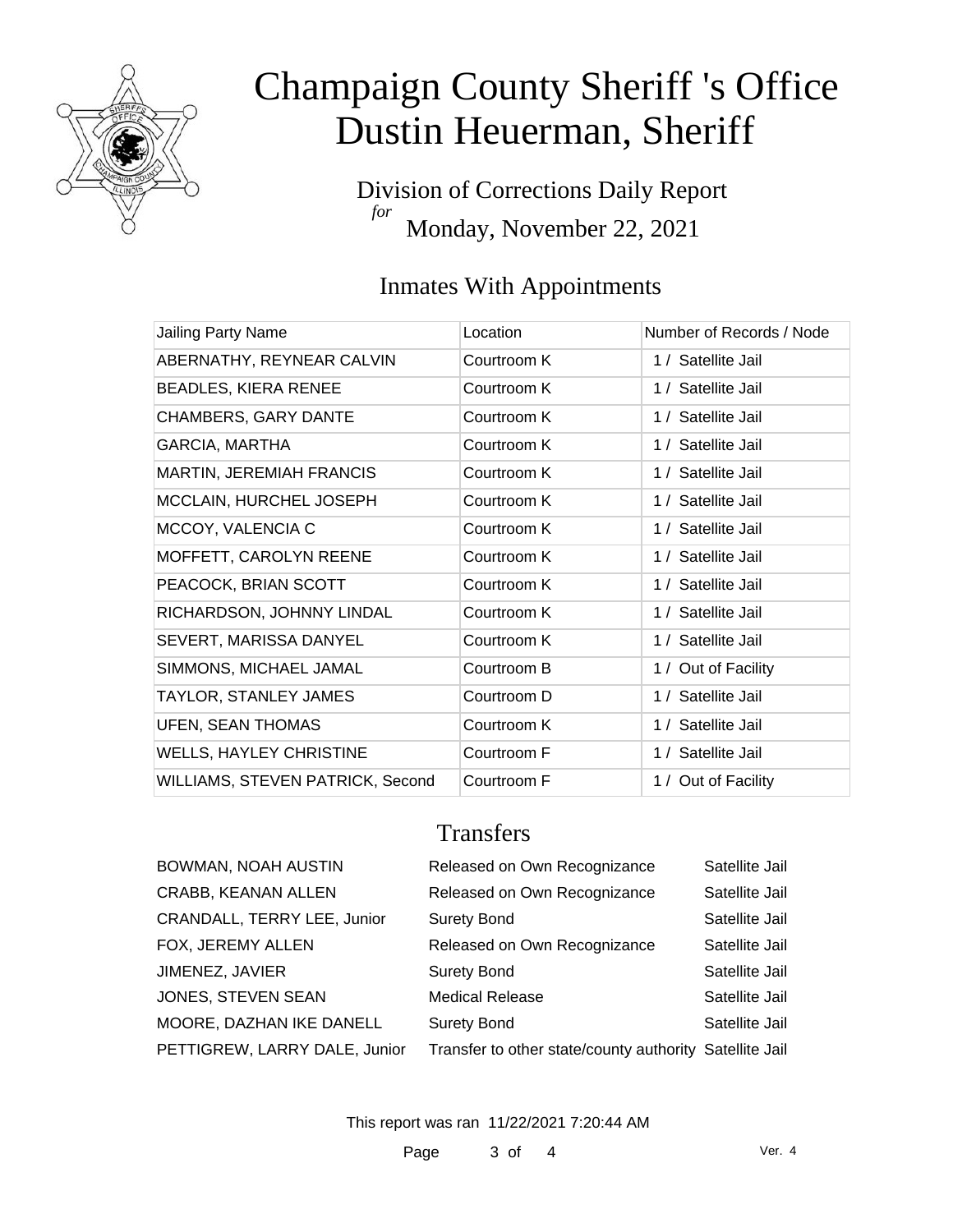# Champaign County Sheriff 's Office
# Dustin Heuerman, Sheriff

Division of Corrections Daily Report
*for*
Monday, November 22, 2021

## Inmates With Appointments

| Jailing Party Name | Location | Number of Records / Node |
|---|---|---|
| ABERNATHY, REYNEAR CALVIN | Courtroom K | 1 / Satellite Jail |
| BEADLES, KIERA RENEE | Courtroom K | 1 / Satellite Jail |
| CHAMBERS, GARY DANTE | Courtroom K | 1 / Satellite Jail |
| GARCIA, MARTHA | Courtroom K | 1 / Satellite Jail |
| MARTIN, JEREMIAH FRANCIS | Courtroom K | 1 / Satellite Jail |
| MCCLAIN, HURCHEL JOSEPH | Courtroom K | 1 / Satellite Jail |
| MCCOY, VALENCIA C | Courtroom K | 1 / Satellite Jail |
| MOFFETT, CAROLYN REENE | Courtroom K | 1 / Satellite Jail |
| PEACOCK, BRIAN SCOTT | Courtroom K | 1 / Satellite Jail |
| RICHARDSON, JOHNNY LINDAL | Courtroom K | 1 / Satellite Jail |
| SEVERT, MARISSA DANYEL | Courtroom K | 1 / Satellite Jail |
| SIMMONS, MICHAEL JAMAL | Courtroom B | 1 / Out of Facility |
| TAYLOR, STANLEY JAMES | Courtroom D | 1 / Satellite Jail |
| UFEN, SEAN THOMAS | Courtroom K | 1 / Satellite Jail |
| WELLS, HAYLEY CHRISTINE | Courtroom F | 1 / Satellite Jail |
| WILLIAMS, STEVEN PATRICK, Second | Courtroom F | 1 / Out of Facility |

## Transfers

| | | |
|---|---|---|
| BOWMAN, NOAH AUSTIN | Released on Own Recognizance | Satellite Jail |
| CRABB, KEANAN ALLEN | Released on Own Recognizance | Satellite Jail |
| CRANDALL, TERRY LEE, Junior | Surety Bond | Satellite Jail |
| FOX, JEREMY ALLEN | Released on Own Recognizance | Satellite Jail |
| JIMENEZ, JAVIER | Surety Bond | Satellite Jail |
| JONES, STEVEN SEAN | Medical Release | Satellite Jail |
| MOORE, DAZHAN IKE DANELL | Surety Bond | Satellite Jail |
| PETTIGREW, LARRY DALE, Junior | Transfer to other state/county authority | Satellite Jail |

This report was ran 11/22/2021 7:20:44 AM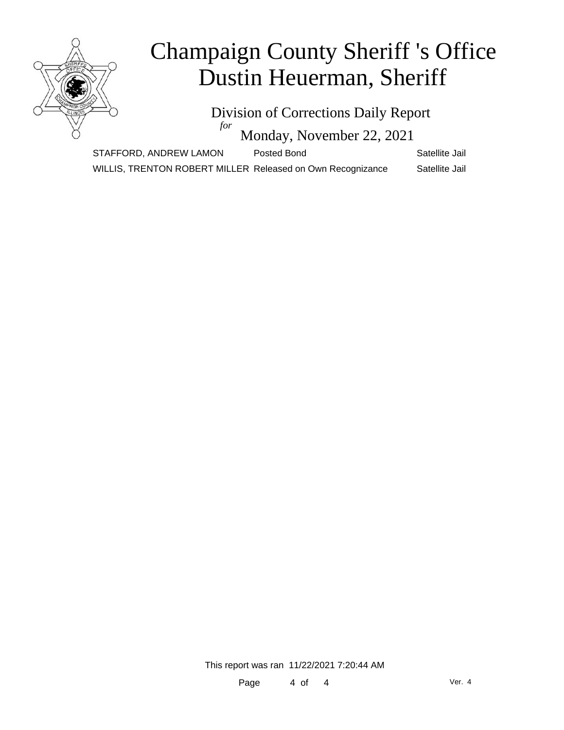# Champaign County Sheriff 's Office
# Dustin Heuerman, Sheriff

Division of Corrections Daily Report

*for* Monday, November 22, 2021

| | | |
|---|---|---|
| STAFFORD, ANDREW LAMON | Posted Bond | Satellite Jail |
| WILLIS, TRENTON ROBERT MILLER | Released on Own Recognizance | Satellite Jail |

This report was ran 11/22/2021 7:20:44 AM

Ver. 4